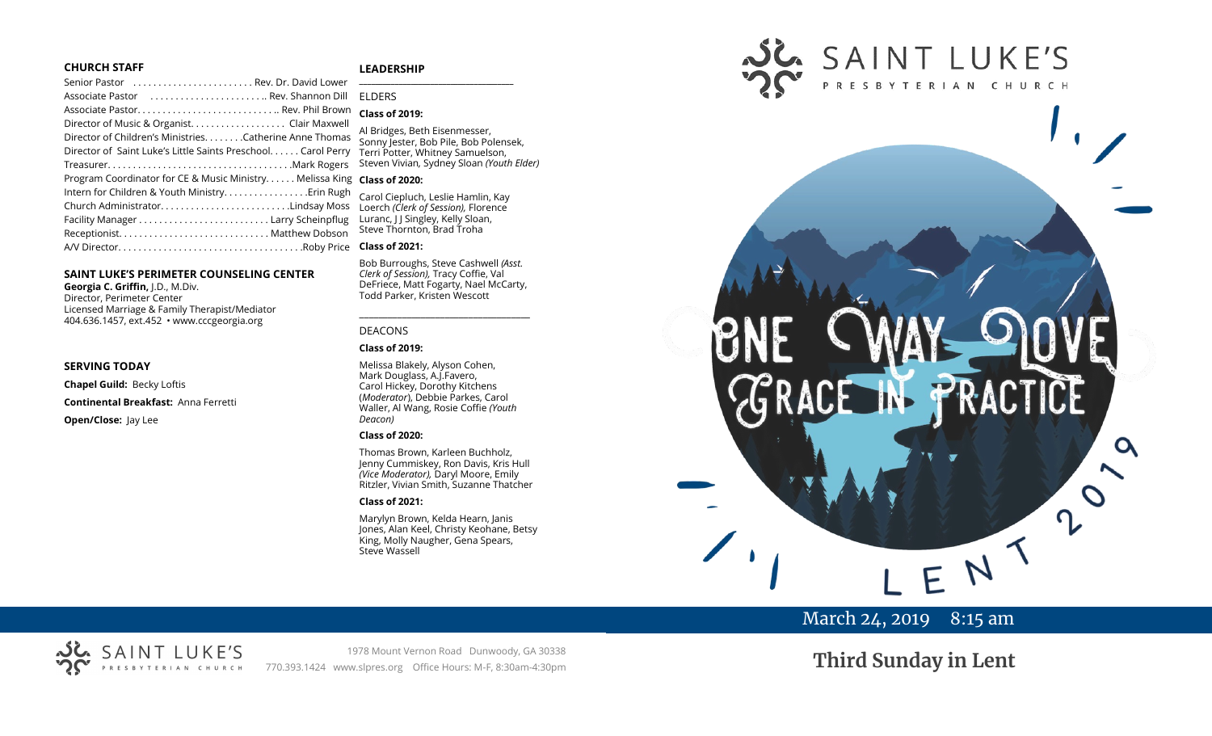## CHURCH STAFF

Senior Pastor ........................ Rev. Dr. David Lower
Associate Pastor ........................ Rev. Shannon Dill
Associate Pastor............................ Rev. Phil Brown
Director of Music & Organist................... Clair Maxwell
Director of Children's Ministries........ Catherine Anne Thomas
Director of Saint Luke's Little Saints Preschool...... Carol Perry
Treasurer.................................... Mark Rogers
Program Coordinator for CE & Music Ministry...... Melissa King
Intern for Children & Youth Ministry................ Erin Rugh
Church Administrator.......................... Lindsay Moss
Facility Manager.......................... Larry Scheinpflug
Receptionist.............................. Matthew Dobson
A/V Director.................................... Roby Price

## SAINT LUKE'S PERIMETER COUNSELING CENTER

**Georgia C. Griffin,** J.D., M.Div.
Director, Perimeter Center
Licensed Marriage & Family Therapist/Mediator
404.636.1457, ext.452 • www.cccgeorgia.org

## SERVING TODAY

**Chapel Guild:** Becky Loftis

**Continental Breakfast:** Anna Ferretti

**Open/Close:** Jay Lee

## LEADERSHIP

ELDERS

**Class of 2019:**

Al Bridges, Beth Eisenmesser, Sonny Jester, Bob Pile, Bob Polensek, Terri Potter, Whitney Samuelson, Steven Vivian, Sydney Sloan *(Youth Elder)*

**Class of 2020:**

Carol Ciepluch, Leslie Hamlin, Kay Loerch *(Clerk of Session),* Florence Luranc, J J Singley, Kelly Sloan, Steve Thornton, Brad Troha

**Class of 2021:**

Bob Burroughs, Steve Cashwell *(Asst. Clerk of Session),* Tracy Coffie, Val DeFriece, Matt Fogarty, Nael McCarty, Todd Parker, Kristen Wescott

DEACONS

**Class of 2019:**

Melissa Blakely, Alyson Cohen, Mark Douglass, A.J.Favero, Carol Hickey, Dorothy Kitchens (*Moderator*), Debbie Parkes, Carol Waller, Al Wang, Rosie Coffie *(Youth Deacon)*

**Class of 2020:**

Thomas Brown, Karleen Buchholz, Jenny Cummiskey, Ron Davis, Kris Hull *(Vice Moderator),* Daryl Moore, Emily Ritzler, Vivian Smith, Suzanne Thatcher

**Class of 2021:**

Marylyn Brown, Kelda Hearn, Janis Jones, Alan Keel, Christy Keohane, Betsy King, Molly Naugher, Gena Spears, Steve Wassell

# SAINT LUKE'S PRESBYTERIAN CHURCH

One Way Love: Grace in Practice — Lent 2019

March 24, 2019 8:15 am

## Third Sunday in Lent

SAINT LUKE'S PRESBYTERIAN CHURCH
1978 Mount Vernon Road Dunwoody, GA 30338
770.393.1424 www.slpres.org Office Hours: M-F, 8:30am-4:30pm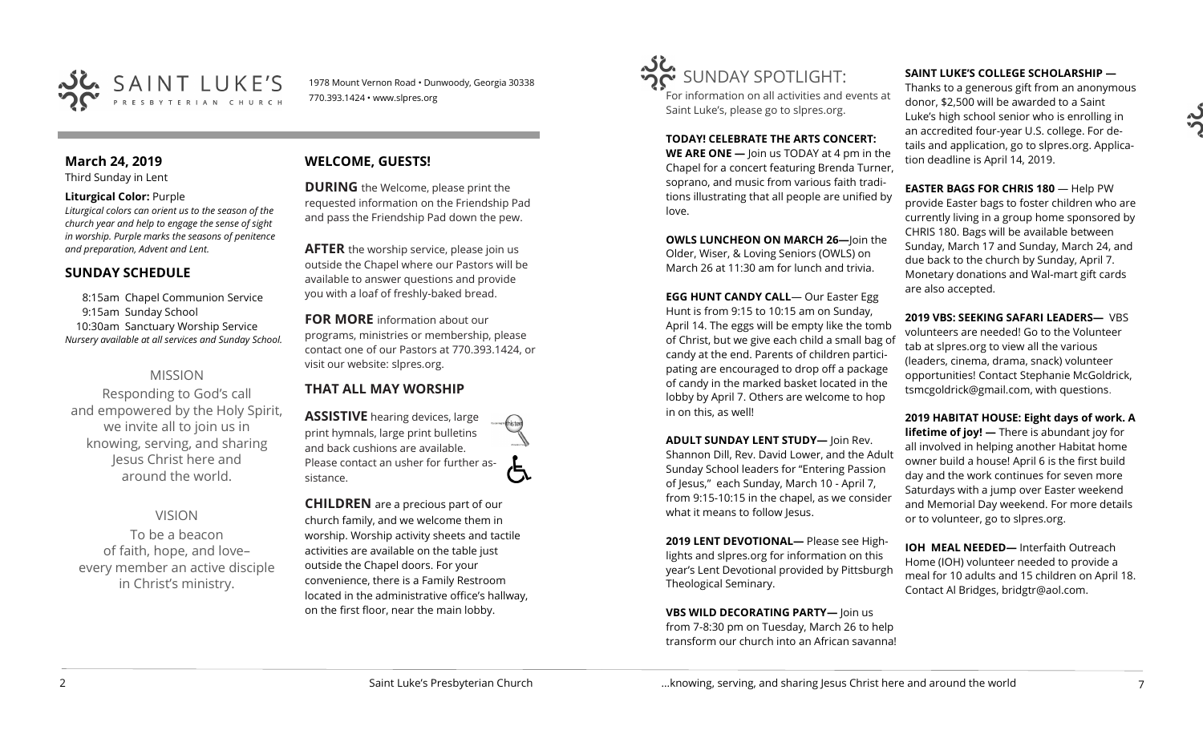SAINT LUKE'S PRESBYTERIAN CHURCH

1978 Mount Vernon Road • Dunwoody, Georgia 30338
770.393.1424 • www.slpres.org

## March 24, 2019

Third Sunday in Lent

**Liturgical Color:** Purple

*Liturgical colors can orient us to the season of the church year and help to engage the sense of sight in worship. Purple marks the seasons of penitence and preparation, Advent and Lent.*

## SUNDAY SCHEDULE

8:15am Chapel Communion Service
9:15am Sunday School
10:30am Sanctuary Worship Service
*Nursery available at all services and Sunday School.*

### MISSION

Responding to God's call and empowered by the Holy Spirit, we invite all to join us in knowing, serving, and sharing Jesus Christ here and around the world.

### VISION

To be a beacon of faith, hope, and love– every member an active disciple in Christ's ministry.

## WELCOME, GUESTS!

**DURING** the Welcome, please print the requested information on the Friendship Pad and pass the Friendship Pad down the pew.

**AFTER** the worship service, please join us outside the Chapel where our Pastors will be available to answer questions and provide you with a loaf of freshly-baked bread.

**FOR MORE** information about our programs, ministries or membership, please contact one of our Pastors at 770.393.1424, or visit our website: slpres.org.

## THAT ALL MAY WORSHIP

**ASSISTIVE** hearing devices, large print hymnals, large print bulletins and back cushions are available. Please contact an usher for further assistance.

**CHILDREN** are a precious part of our church family, and we welcome them in worship. Worship activity sheets and tactile activities are available on the table just outside the Chapel doors. For your convenience, there is a Family Restroom located in the administrative office's hallway, on the first floor, near the main lobby.

## SUNDAY SPOTLIGHT:

For information on all activities and events at Saint Luke's, please go to slpres.org.

**TODAY! CELEBRATE THE ARTS CONCERT: WE ARE ONE —** Join us TODAY at 4 pm in the Chapel for a concert featuring Brenda Turner, soprano, and music from various faith traditions illustrating that all people are unified by love.

**OWLS LUNCHEON ON MARCH 26—**Join the Older, Wiser, & Loving Seniors (OWLS) on March 26 at 11:30 am for lunch and trivia.

**EGG HUNT CANDY CALL**— Our Easter Egg Hunt is from 9:15 to 10:15 am on Sunday, April 14. The eggs will be empty like the tomb of Christ, but we give each child a small bag of candy at the end. Parents of children participating are encouraged to drop off a package of candy in the marked basket located in the lobby by April 7. Others are welcome to hop in on this, as well!

**ADULT SUNDAY LENT STUDY—** Join Rev. Shannon Dill, Rev. David Lower, and the Adult Sunday School leaders for "Entering Passion of Jesus," each Sunday, March 10 - April 7, from 9:15-10:15 in the chapel, as we consider what it means to follow Jesus.

**2019 LENT DEVOTIONAL—** Please see Highlights and slpres.org for information on this year's Lent Devotional provided by Pittsburgh Theological Seminary.

**VBS WILD DECORATING PARTY—** Join us from 7-8:30 pm on Tuesday, March 26 to help transform our church into an African savanna!

**SAINT LUKE'S COLLEGE SCHOLARSHIP —** Thanks to a generous gift from an anonymous donor, $2,500 will be awarded to a Saint Luke's high school senior who is enrolling in an accredited four-year U.S. college. For details and application, go to slpres.org. Application deadline is April 14, 2019.

**EASTER BAGS FOR CHRIS 180** — Help PW provide Easter bags to foster children who are currently living in a group home sponsored by CHRIS 180. Bags will be available between Sunday, March 17 and Sunday, March 24, and due back to the church by Sunday, April 7. Monetary donations and Wal-mart gift cards are also accepted.

**2019 VBS: SEEKING SAFARI LEADERS—** VBS volunteers are needed! Go to the Volunteer tab at slpres.org to view all the various (leaders, cinema, drama, snack) volunteer opportunities! Contact Stephanie McGoldrick, tsmcgoldrick@gmail.com, with questions.

**2019 HABITAT HOUSE: Eight days of work. A lifetime of joy! —** There is abundant joy for all involved in helping another Habitat home owner build a house! April 6 is the first build day and the work continues for seven more Saturdays with a jump over Easter weekend and Memorial Day weekend. For more details or to volunteer, go to slpres.org.

**IOH MEAL NEEDED—** Interfaith Outreach Home (IOH) volunteer needed to provide a meal for 10 adults and 15 children on April 18. Contact Al Bridges, bridgtr@aol.com.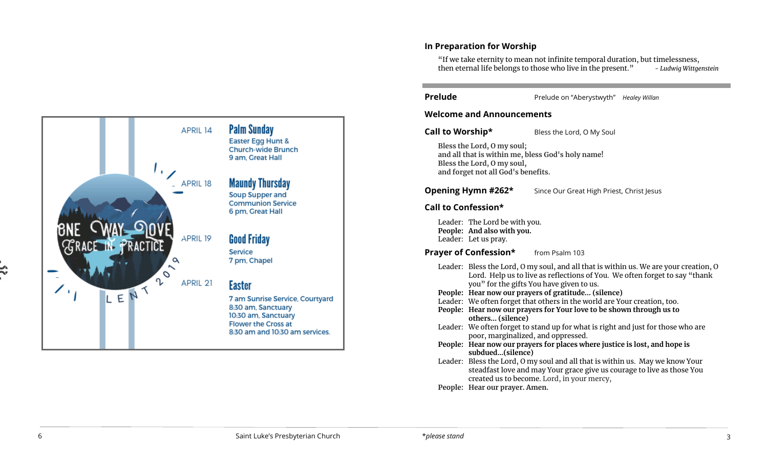APRIL 14 — **Palm Sunday**
Easter Egg Hunt & Church-wide Brunch
9 am, Great Hall

APRIL 18 — **Maundy Thursday**
Soup Supper and Communion Service
6 pm, Great Hall

APRIL 19 — **Good Friday**
Service
7 pm, Chapel

APRIL 21 — **Easter**
7 am Sunrise Service, Courtyard
8:30 am, Sanctuary
10:30 am, Sanctuary
Flower the Cross at
8:30 am and 10:30 am services.

## In Preparation for Worship

"If we take eternity to mean not infinite temporal duration, but timelessness, then eternal life belongs to those who live in the present." *- Ludwig Wittgenstein*

---

**Prelude** — Prelude on "Aberystwyth" *Healey Willan*

**Welcome and Announcements**

**Call to Worship*** — Bless the Lord, O My Soul

**Bless the Lord, O my soul;**
**and all that is within me, bless God's holy name!**
**Bless the Lord, O my soul,**
**and forget not all God's benefits.**

**Opening Hymn #262*** — Since Our Great High Priest, Christ Jesus

**Call to Confession***

Leader: The Lord be with you.
**People: And also with you.**
Leader: Let us pray.

**Prayer of Confession*** — from Psalm 103

Leader: Bless the Lord, O my soul, and all that is within us. We are your creation, O Lord. Help us to live as reflections of You. We often forget to say "thank you" for the gifts You have given to us.
**People: Hear now our prayers of gratitude... (silence)**
Leader: We often forget that others in the world are Your creation, too.
**People: Hear now our prayers for Your love to be shown through us to others... (silence)**
Leader: We often forget to stand up for what is right and just for those who are poor, marginalized, and oppressed.
**People: Hear now our prayers for places where justice is lost, and hope is subdued...(silence)**
Leader: Bless the Lord, O my soul and all that is within us. May we know Your steadfast love and may Your grace give us courage to live as those You created us to become. Lord, in your mercy,
**People: Hear our prayer. Amen.**

*please stand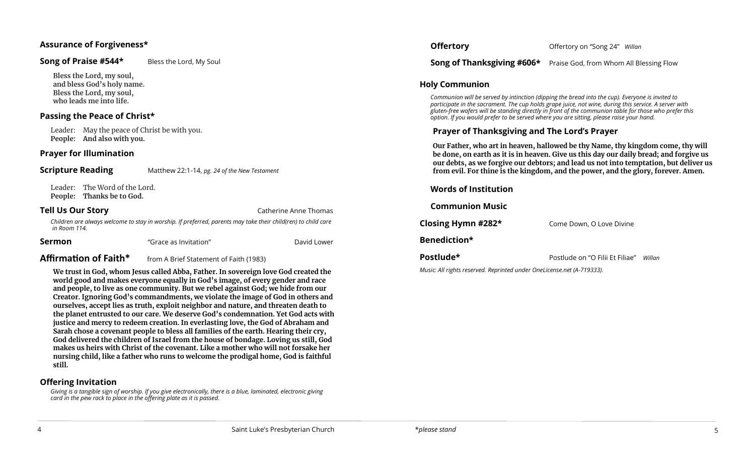### Assurance of Forgiveness*

### Song of Praise #544* — Bless the Lord, My Soul

**Bless the Lord, my soul,**
**and bless God's holy name.**
**Bless the Lord, my soul,**
**who leads me into life.**

### Passing the Peace of Christ*

Leader: May the peace of Christ be with you.
**People: And also with you.**

### Prayer for Illumination

### Scripture Reading — Matthew 22:1-14, *pg. 24 of the New Testament*

Leader: The Word of the Lord.
**People: Thanks be to God.**

### Tell Us Our Story — Catherine Anne Thomas

*Children are always welcome to stay in worship. If preferred, parents may take their child(ren) to child care in Room 114.*

### Sermon — "Grace as Invitation" — David Lower

### Affirmation of Faith* — from A Brief Statement of Faith (1983)

**We trust in God, whom Jesus called Abba, Father. In sovereign love God created the world good and makes everyone equally in God's image, of every gender and race and people, to live as one community. But we rebel against God; we hide from our Creator. Ignoring God's commandments, we violate the image of God in others and ourselves, accept lies as truth, exploit neighbor and nature, and threaten death to the planet entrusted to our care. We deserve God's condemnation. Yet God acts with justice and mercy to redeem creation. In everlasting love, the God of Abraham and Sarah chose a covenant people to bless all families of the earth. Hearing their cry, God delivered the children of Israel from the house of bondage. Loving us still, God makes us heirs with Christ of the covenant. Like a mother who will not forsake her nursing child, like a father who runs to welcome the prodigal home, God is faithful still.**

### Offering Invitation

*Giving is a tangible sign of worship. If you give electronically, there is a blue, laminated, electronic giving card in the pew rack to place in the offering plate as it is passed.*

### Offertory — Offertory on "Song 24" *Willan*

### Song of Thanksgiving #606* — Praise God, from Whom All Blessing Flow

### Holy Communion

*Communion will be served by intinction (dipping the bread into the cup). Everyone is invited to participate in the sacrament. The cup holds grape juice, not wine, during this service. A server with gluten-free wafers will be standing directly in front of the communion table for those who prefer this option. If you would prefer to be served where you are sitting, please raise your hand.*

### Prayer of Thanksgiving and The Lord's Prayer

**Our Father, who art in heaven, hallowed be thy Name, thy kingdom come, thy will be done, on earth as it is in heaven. Give us this day our daily bread; and forgive us our debts, as we forgive our debtors; and lead us not into temptation, but deliver us from evil. For thine is the kingdom, and the power, and the glory, forever. Amen.**

### Words of Institution

### Communion Music

### Closing Hymn #282* — Come Down, O Love Divine

### Benediction*

### Postlude* — Postlude on "O Filii Et Filiae" *Willan*

*Music: All rights reserved. Reprinted under OneLicense.net (A-719333).*

Saint Luke's Presbyterian Church

**please stand*